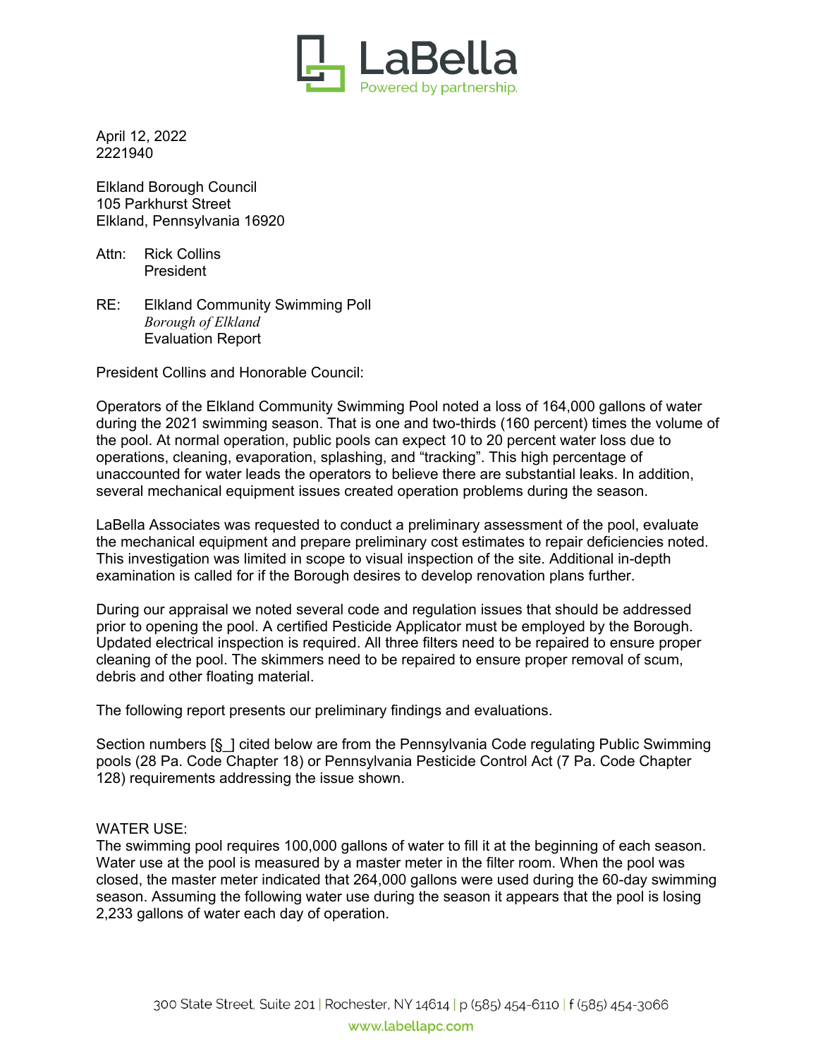LaBella
Powered by partnership.

April 12, 2022
2221940

Elkland Borough Council
105 Parkhurst Street
Elkland, Pennsylvania 16920

Attn: Rick Collins
President

RE: Elkland Community Swimming Poll
*Borough of Elkland*
Evaluation Report

President Collins and Honorable Council:

Operators of the Elkland Community Swimming Pool noted a loss of 164,000 gallons of water during the 2021 swimming season. That is one and two-thirds (160 percent) times the volume of the pool. At normal operation, public pools can expect 10 to 20 percent water loss due to operations, cleaning, evaporation, splashing, and “tracking”. This high percentage of unaccounted for water leads the operators to believe there are substantial leaks. In addition, several mechanical equipment issues created operation problems during the season.

LaBella Associates was requested to conduct a preliminary assessment of the pool, evaluate the mechanical equipment and prepare preliminary cost estimates to repair deficiencies noted. This investigation was limited in scope to visual inspection of the site. Additional in-depth examination is called for if the Borough desires to develop renovation plans further.

During our appraisal we noted several code and regulation issues that should be addressed prior to opening the pool. A certified Pesticide Applicator must be employed by the Borough. Updated electrical inspection is required. All three filters need to be repaired to ensure proper cleaning of the pool. The skimmers need to be repaired to ensure proper removal of scum, debris and other floating material.

The following report presents our preliminary findings and evaluations.

Section numbers [§_] cited below are from the Pennsylvania Code regulating Public Swimming pools (28 Pa. Code Chapter 18) or Pennsylvania Pesticide Control Act (7 Pa. Code Chapter 128) requirements addressing the issue shown.

WATER USE:
The swimming pool requires 100,000 gallons of water to fill it at the beginning of each season. Water use at the pool is measured by a master meter in the filter room. When the pool was closed, the master meter indicated that 264,000 gallons were used during the 60-day swimming season. Assuming the following water use during the season it appears that the pool is losing 2,233 gallons of water each day of operation.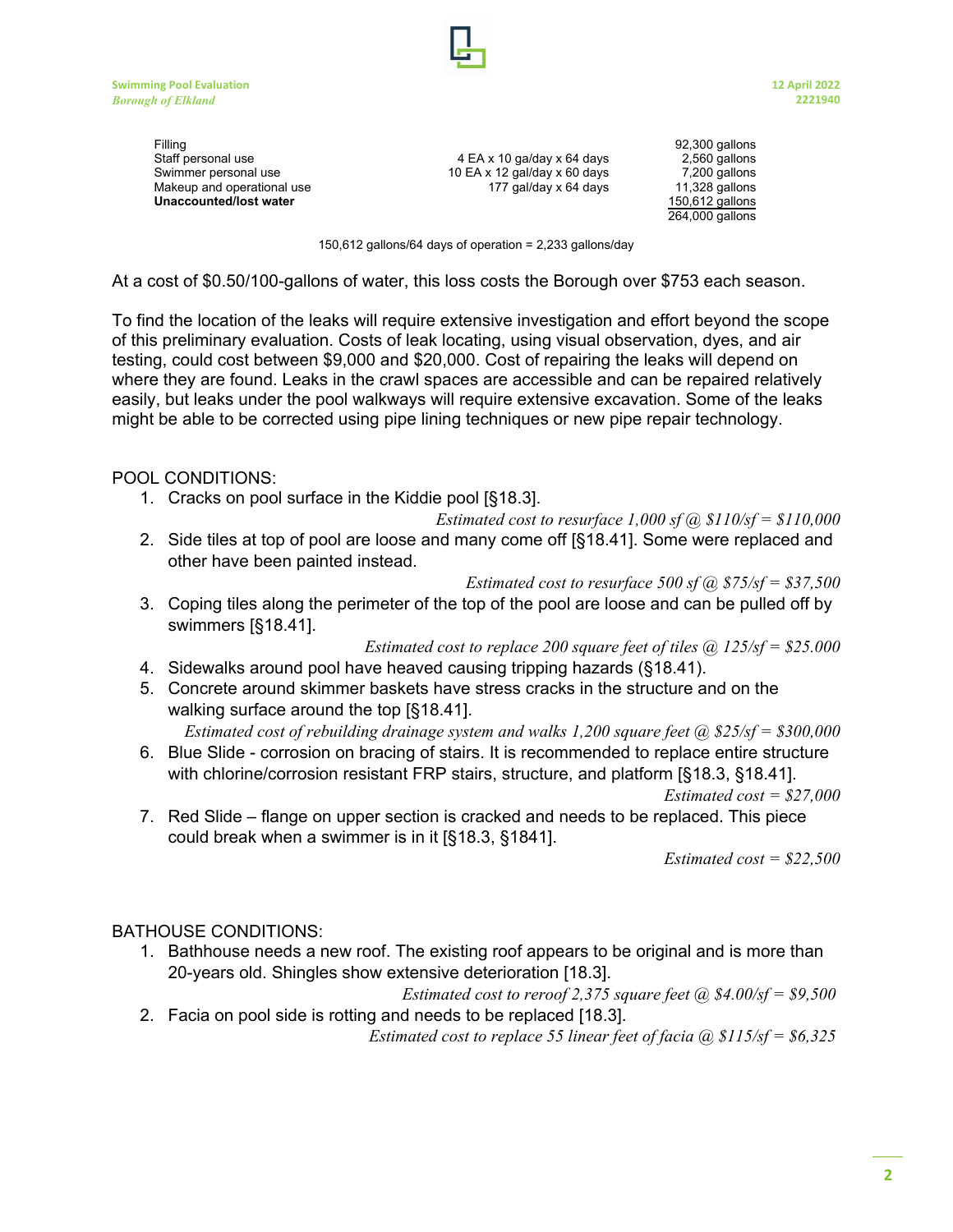| | | |
|---|---|---|
| Filling | | 92,300 gallons |
| Staff personal use | 4 EA x 10 ga/day x 64 days | 2,560 gallons |
| Swimmer personal use | 10 EA x 12 gal/day x 60 days | 7,200 gallons |
| Makeup and operational use | 177 gal/day x 64 days | 11,328 gallons |
| **Unaccounted/lost water** | | 150,612 gallons |
| | | 264,000 gallons |

150,612 gallons/64 days of operation = 2,233 gallons/day

At a cost of $0.50/100-gallons of water, this loss costs the Borough over $753 each season.

To find the location of the leaks will require extensive investigation and effort beyond the scope of this preliminary evaluation. Costs of leak locating, using visual observation, dyes, and air testing, could cost between $9,000 and $20,000. Cost of repairing the leaks will depend on where they are found. Leaks in the crawl spaces are accessible and can be repaired relatively easily, but leaks under the pool walkways will require extensive excavation. Some of the leaks might be able to be corrected using pipe lining techniques or new pipe repair technology.

POOL CONDITIONS:

1. Cracks on pool surface in the Kiddie pool [§18.3].

   *Estimated cost to resurface 1,000 sf @ $110/sf = $110,000*

2. Side tiles at top of pool are loose and many come off [§18.41]. Some were replaced and other have been painted instead.

   *Estimated cost to resurface 500 sf @ $75/sf = $37,500*

3. Coping tiles along the perimeter of the top of the pool are loose and can be pulled off by swimmers [§18.41].

   *Estimated cost to replace 200 square feet of tiles @ 125/sf = $25.000*

4. Sidewalks around pool have heaved causing tripping hazards (§18.41).
5. Concrete around skimmer baskets have stress cracks in the structure and on the walking surface around the top [§18.41].

   *Estimated cost of rebuilding drainage system and walks 1,200 square feet @ $25/sf = $300,000*

6. Blue Slide - corrosion on bracing of stairs. It is recommended to replace entire structure with chlorine/corrosion resistant FRP stairs, structure, and platform [§18.3, §18.41].

   *Estimated cost = $27,000*

7. Red Slide – flange on upper section is cracked and needs to be replaced. This piece could break when a swimmer is in it [§18.3, §1841].

   *Estimated cost = $22,500*

BATHOUSE CONDITIONS:

1. Bathhouse needs a new roof. The existing roof appears to be original and is more than 20-years old. Shingles show extensive deterioration [18.3].

   *Estimated cost to reroof 2,375 square feet @ $4.00/sf = $9,500*

2. Facia on pool side is rotting and needs to be replaced [18.3].

   *Estimated cost to replace 55 linear feet of facia @ $115/sf = $6,325*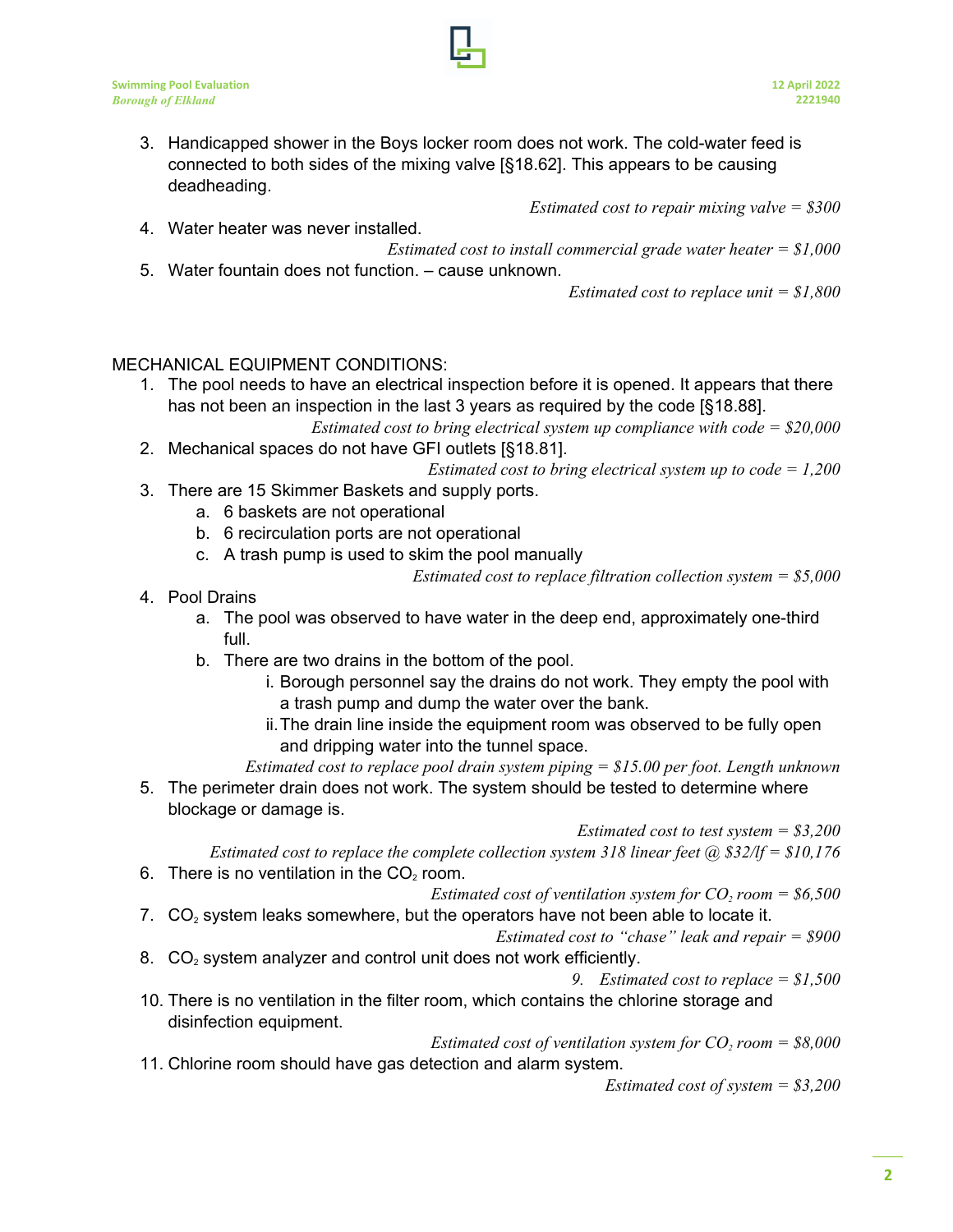3. Handicapped shower in the Boys locker room does not work. The cold-water feed is connected to both sides of the mixing valve [§18.62]. This appears to be causing deadheading.

   *Estimated cost to repair mixing valve = $300*
4. Water heater was never installed.

   *Estimated cost to install commercial grade water heater = $1,000*
5. Water fountain does not function. – cause unknown.

   *Estimated cost to replace unit = $1,800*

MECHANICAL EQUIPMENT CONDITIONS:

1. The pool needs to have an electrical inspection before it is opened. It appears that there has not been an inspection in the last 3 years as required by the code [§18.88].

   *Estimated cost to bring electrical system up compliance with code = $20,000*
2. Mechanical spaces do not have GFI outlets [§18.81].

   *Estimated cost to bring electrical system up to code = 1,200*
3. There are 15 Skimmer Baskets and supply ports.
   a. 6 baskets are not operational
   b. 6 recirculation ports are not operational
   c. A trash pump is used to skim the pool manually

   *Estimated cost to replace filtration collection system = $5,000*
4. Pool Drains
   a. The pool was observed to have water in the deep end, approximately one-third full.
   b. There are two drains in the bottom of the pool.
      i. Borough personnel say the drains do not work. They empty the pool with a trash pump and dump the water over the bank.
      ii. The drain line inside the equipment room was observed to be fully open and dripping water into the tunnel space.

   *Estimated cost to replace pool drain system piping = $15.00 per foot. Length unknown*
5. The perimeter drain does not work. The system should be tested to determine where blockage or damage is.

   *Estimated cost to test system = $3,200*

   *Estimated cost to replace the complete collection system 318 linear feet @ $32/lf = $10,176*
6. There is no ventilation in the $CO_2$ room.

   *Estimated cost of ventilation system for $CO_2$ room = $6,500*
7. $CO_2$ system leaks somewhere, but the operators have not been able to locate it.

   *Estimated cost to "chase" leak and repair = $900*
8. $CO_2$ system analyzer and control unit does not work efficiently.

   9. *Estimated cost to replace = $1,500*
10. There is no ventilation in the filter room, which contains the chlorine storage and disinfection equipment.

    *Estimated cost of ventilation system for $CO_2$ room = $8,000*
11. Chlorine room should have gas detection and alarm system.

    *Estimated cost of system = $3,200*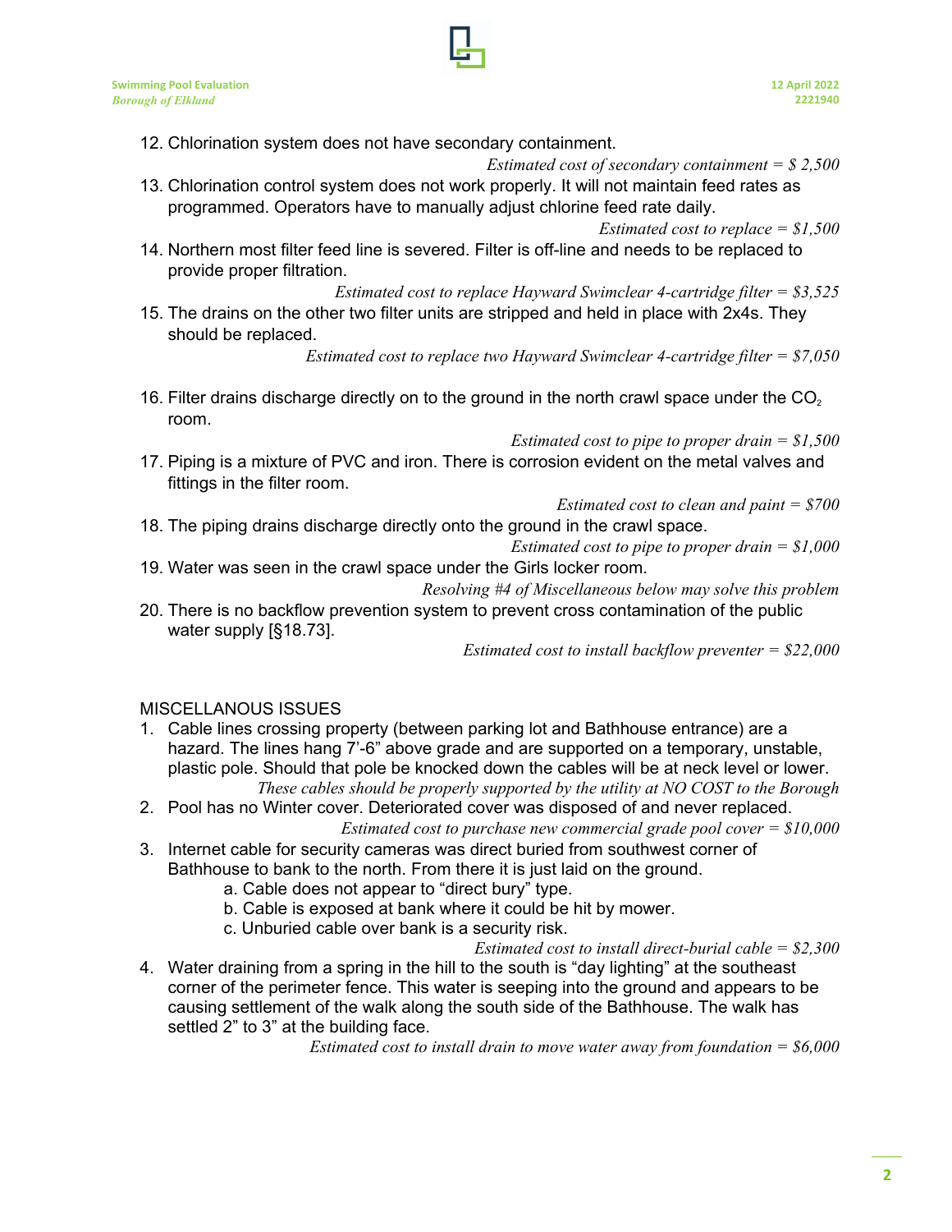12. Chlorination system does not have secondary containment.

   *Estimated cost of secondary containment = $ 2,500*

13. Chlorination control system does not work properly. It will not maintain feed rates as programmed. Operators have to manually adjust chlorine feed rate daily.

   *Estimated cost to replace = $1,500*

14. Northern most filter feed line is severed. Filter is off-line and needs to be replaced to provide proper filtration.

   *Estimated cost to replace Hayward Swimclear 4-cartridge filter = $3,525*

15. The drains on the other two filter units are stripped and held in place with 2x4s. They should be replaced.

   *Estimated cost to replace two Hayward Swimclear 4-cartridge filter = $7,050*

16. Filter drains discharge directly on to the ground in the north crawl space under the $CO_2$ room.

   *Estimated cost to pipe to proper drain = $1,500*

17. Piping is a mixture of PVC and iron. There is corrosion evident on the metal valves and fittings in the filter room.

   *Estimated cost to clean and paint = $700*

18. The piping drains discharge directly onto the ground in the crawl space.

   *Estimated cost to pipe to proper drain = $1,000*

19. Water was seen in the crawl space under the Girls locker room.

   *Resolving #4 of Miscellaneous below may solve this problem*

20. There is no backflow prevention system to prevent cross contamination of the public water supply [§18.73].

   *Estimated cost to install backflow preventer = $22,000*

MISCELLANOUS ISSUES

1. Cable lines crossing property (between parking lot and Bathhouse entrance) are a hazard. The lines hang 7'-6" above grade and are supported on a temporary, unstable, plastic pole. Should that pole be knocked down the cables will be at neck level or lower.

   *These cables should be properly supported by the utility at NO COST to the Borough*

2. Pool has no Winter cover. Deteriorated cover was disposed of and never replaced.

   *Estimated cost to purchase new commercial grade pool cover = $10,000*

3. Internet cable for security cameras was direct buried from southwest corner of Bathhouse to bank to the north. From there it is just laid on the ground.
   - a. Cable does not appear to "direct bury" type.
   - b. Cable is exposed at bank where it could be hit by mower.
   - c. Unburied cable over bank is a security risk.

   *Estimated cost to install direct-burial cable = $2,300*

4. Water draining from a spring in the hill to the south is "day lighting" at the southeast corner of the perimeter fence. This water is seeping into the ground and appears to be causing settlement of the walk along the south side of the Bathhouse. The walk has settled 2" to 3" at the building face.

   *Estimated cost to install drain to move water away from foundation = $6,000*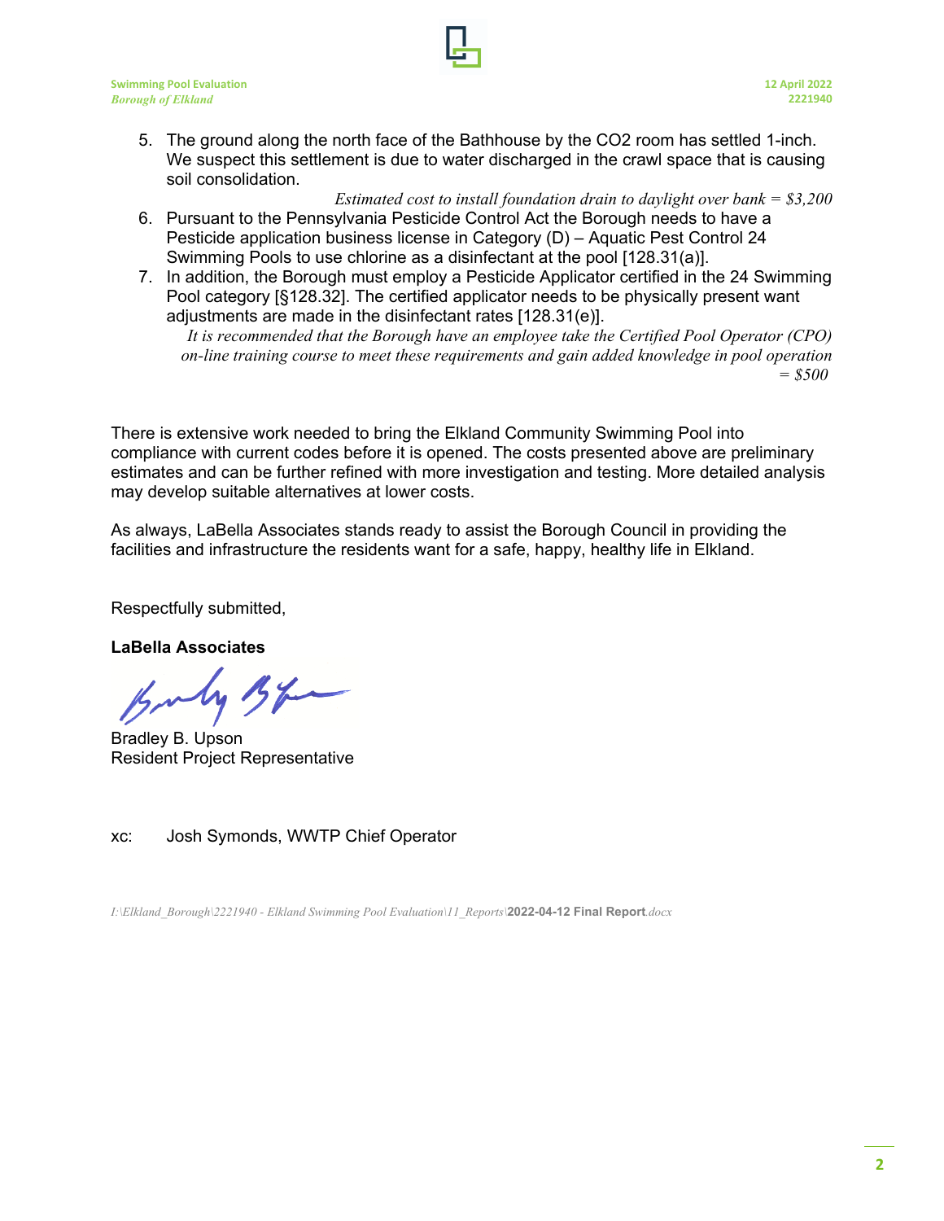5. The ground along the north face of the Bathhouse by the CO2 room has settled 1-inch. We suspect this settlement is due to water discharged in the crawl space that is causing soil consolidation.

   *Estimated cost to install foundation drain to daylight over bank = $3,200*

6. Pursuant to the Pennsylvania Pesticide Control Act the Borough needs to have a Pesticide application business license in Category (D) – Aquatic Pest Control 24 Swimming Pools to use chlorine as a disinfectant at the pool [128.31(a)].
7. In addition, the Borough must employ a Pesticide Applicator certified in the 24 Swimming Pool category [§128.32]. The certified applicator needs to be physically present want adjustments are made in the disinfectant rates [128.31(e)].

   *It is recommended that the Borough have an employee take the Certified Pool Operator (CPO) on-line training course to meet these requirements and gain added knowledge in pool operation = $500*

There is extensive work needed to bring the Elkland Community Swimming Pool into compliance with current codes before it is opened. The costs presented above are preliminary estimates and can be further refined with more investigation and testing. More detailed analysis may develop suitable alternatives at lower costs.

As always, LaBella Associates stands ready to assist the Borough Council in providing the facilities and infrastructure the residents want for a safe, happy, healthy life in Elkland.

Respectfully submitted,

**LaBella Associates**

Bradley B. Upson
Resident Project Representative

xc: Josh Symonds, WWTP Chief Operator

*I:\Elkland_Borough\2221940 - Elkland Swimming Pool Evaluation\11_Reports\***2022-04-12 Final Report***.docx*